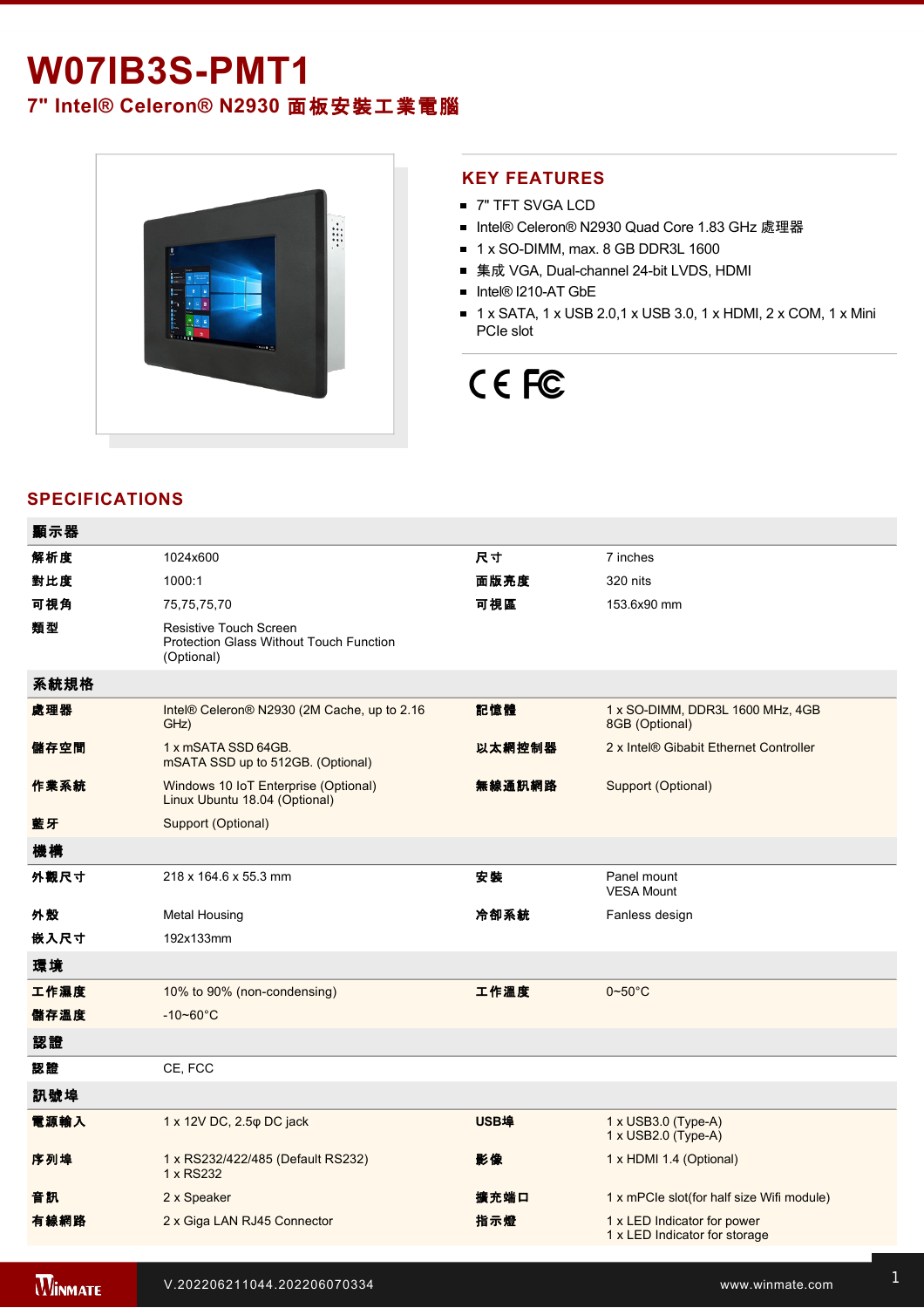# W07IB3S-PMT1

## 7" Intel® Celeron® N2930 面板安裝工業電腦

### KEY FEATURES

- 7" TFT SVGA LCD
- Intel® Celeron® N2930 Quad Core 1.83 GHz 處理器
- 1 x SO-DIMM, max. 8 GB DDR3L 1600
- 集成 VGA, Dual-channel 24-bit LVDS, HDMI
- Intel® I210-AT GbE
- 1 x SATA, 1 x USB 2.0,1 x USB 3.0, 1 x HDMI, 2 x COM, 1 x Mini PCIe slot

## SPECIFICATIONS

| 顯示器 | | | |
|---|---|---|---|
| 解析度 | 1024x600 | 尺寸 | 7 inches |
| 對比度 | 1000:1 | 面版亮度 | 320 nits |
| 可視角 | 75,75,75,70 | 可視區 | 153.6x90 mm |
| 類型 | Resistive Touch Screen<br>Protection Glass Without Touch Function (Optional) | | |
| **系統規格** | | | |
| 處理器 | Intel® Celeron® N2930 (2M Cache, up to 2.16 GHz) | 記憶體 | 1 x SO-DIMM, DDR3L 1600 MHz, 4GB<br>8GB (Optional) |
| 儲存空間 | 1 x mSATA SSD 64GB.<br>mSATA SSD up to 512GB. (Optional) | 以太網控制器 | 2 x Intel® Gibabit Ethernet Controller |
| 作業系統 | Windows 10 IoT Enterprise (Optional)<br>Linux Ubuntu 18.04 (Optional) | 無線通訊網路 | Support (Optional) |
| 藍牙 | Support (Optional) | | |
| **機構** | | | |
| 外觀尺寸 | 218 x 164.6 x 55.3 mm | 安裝 | Panel mount<br>VESA Mount |
| 外殼 | Metal Housing | 冷卻系統 | Fanless design |
| 嵌入尺寸 | 192x133mm | | |
| **環境** | | | |
| 工作濕度 | 10% to 90% (non-condensing) | 工作溫度 | 0~50°C |
| 儲存溫度 | -10~60°C | | |
| **認證** | | | |
| 認證 | CE, FCC | | |
| **訊號埠** | | | |
| 電源輸入 | 1 x 12V DC, 2.5φ DC jack | USB埠 | 1 x USB3.0 (Type-A)<br>1 x USB2.0 (Type-A) |
| 序列埠 | 1 x RS232/422/485 (Default RS232)<br>1 x RS232 | 影像 | 1 x HDMI 1.4 (Optional) |
| 音訊 | 2 x Speaker | 擴充端口 | 1 x mPCIe slot(for half size Wifi module) |
| 有線網路 | 2 x Giga LAN RJ45 Connector | 指示燈 | 1 x LED Indicator for power<br>1 x LED Indicator for storage |

V.202206211044.202206070334

www.winmate.com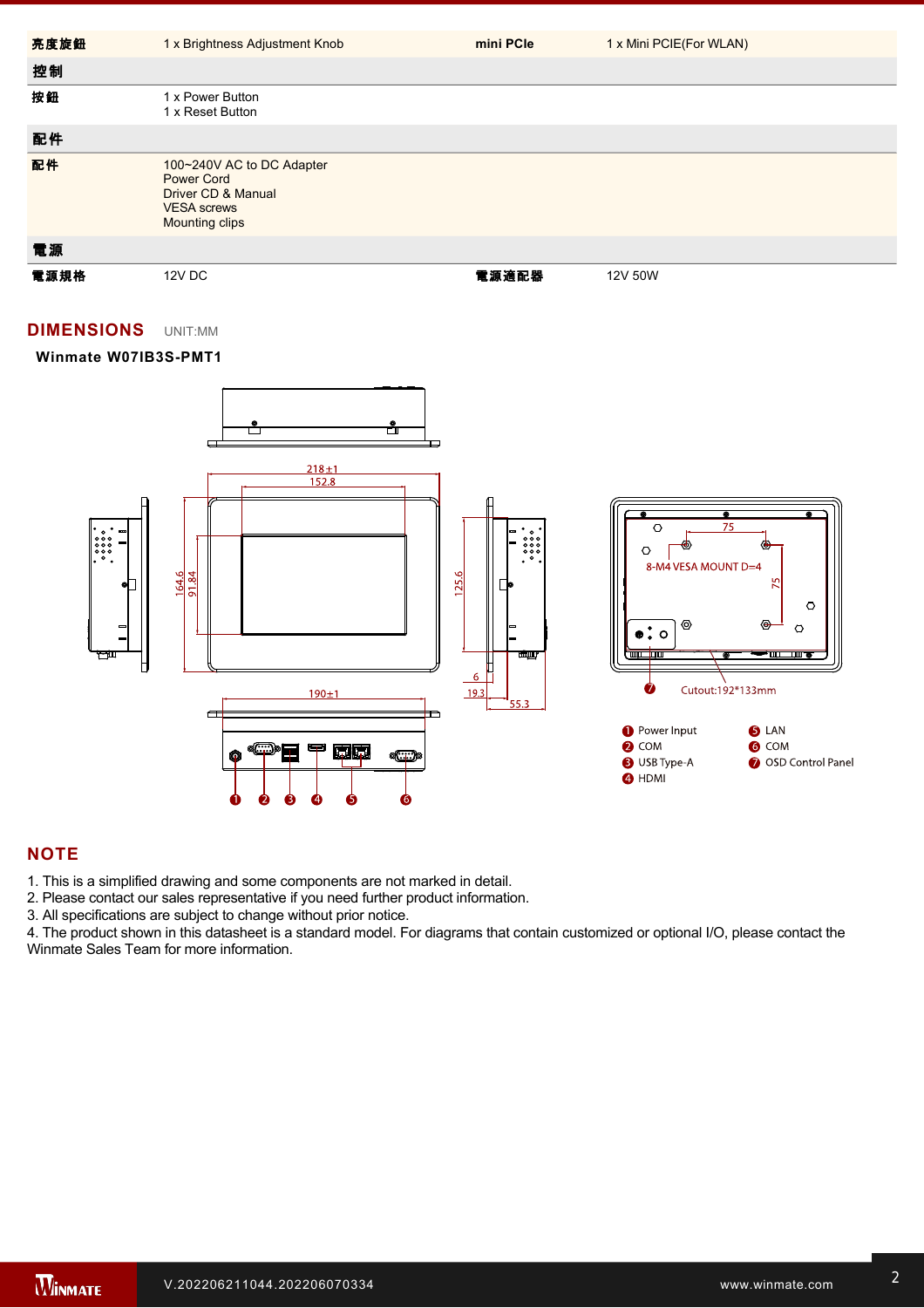| | | | |
|---|---|---|---|
| 亮度旋鈕 | 1 x Brightness Adjustment Knob | mini PCIe | 1 x Mini PCIE(For WLAN) |
| **控制** | | | |
| 按鈕 | 1 x Power Button<br>1 x Reset Button | | |
| **配件** | | | |
| 配件 | 100~240V AC to DC Adapter<br>Power Cord<br>Driver CD & Manual<br>VESA screws<br>Mounting clips | | |
| **電源** | | | |
| 電源規格 | 12V DC | 電源適配器 | 12V 50W |

## DIMENSIONS UNIT:MM

**Winmate W07IB3S-PMT1**

218±1
152.8
164.6
91.84
125.6
6
19.3
55.3
190±1
75
75
8-M4 VESA MOUNT D=4
Cutout:192*133mm

1 Power Input
2 COM
3 USB Type-A
4 HDMI
5 LAN
6 COM
7 OSD Control Panel

## NOTE

1. This is a simplified drawing and some components are not marked in detail.
2. Please contact our sales representative if you need further product information.
3. All specifications are subject to change without prior notice.
4. The product shown in this datasheet is a standard model. For diagrams that contain customized or optional I/O, please contact the Winmate Sales Team for more information.